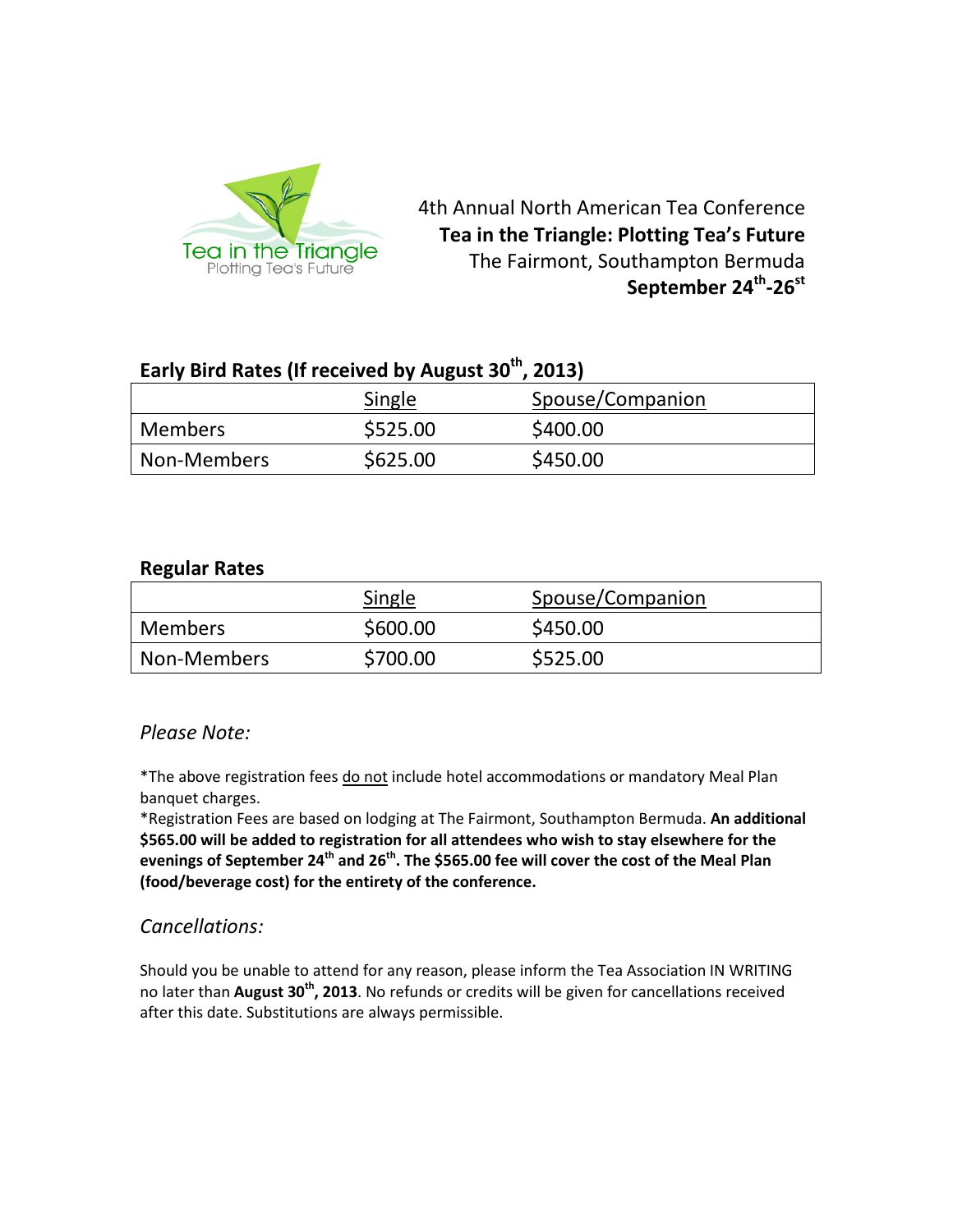Tea in the Triangle
Plotting Tea's Future

4th Annual North American Tea Conference

**Tea in the Triangle: Plotting Tea's Future**

The Fairmont, Southampton Bermuda

**September 24th-26st**

### Early Bird Rates (If received by August 30th, 2013)

| | Single | Spouse/Companion |
|---|---|---|
| Members | $525.00 | $400.00 |
| Non-Members | $625.00 | $450.00 |

### Regular Rates

| | Single | Spouse/Companion |
|---|---|---|
| Members | $600.00 | $450.00 |
| Non-Members | $700.00 | $525.00 |

## *Please Note:*

*The above registration fees do not include hotel accommodations or mandatory Meal Plan banquet charges.

*Registration Fees are based on lodging at The Fairmont, Southampton Bermuda. **An additional $565.00 will be added to registration for all attendees who wish to stay elsewhere for the evenings of September 24th and 26th. The $565.00 fee will cover the cost of the Meal Plan (food/beverage cost) for the entirety of the conference.**

## *Cancellations:*

Should you be unable to attend for any reason, please inform the Tea Association IN WRITING no later than **August 30th, 2013**. No refunds or credits will be given for cancellations received after this date. Substitutions are always permissible.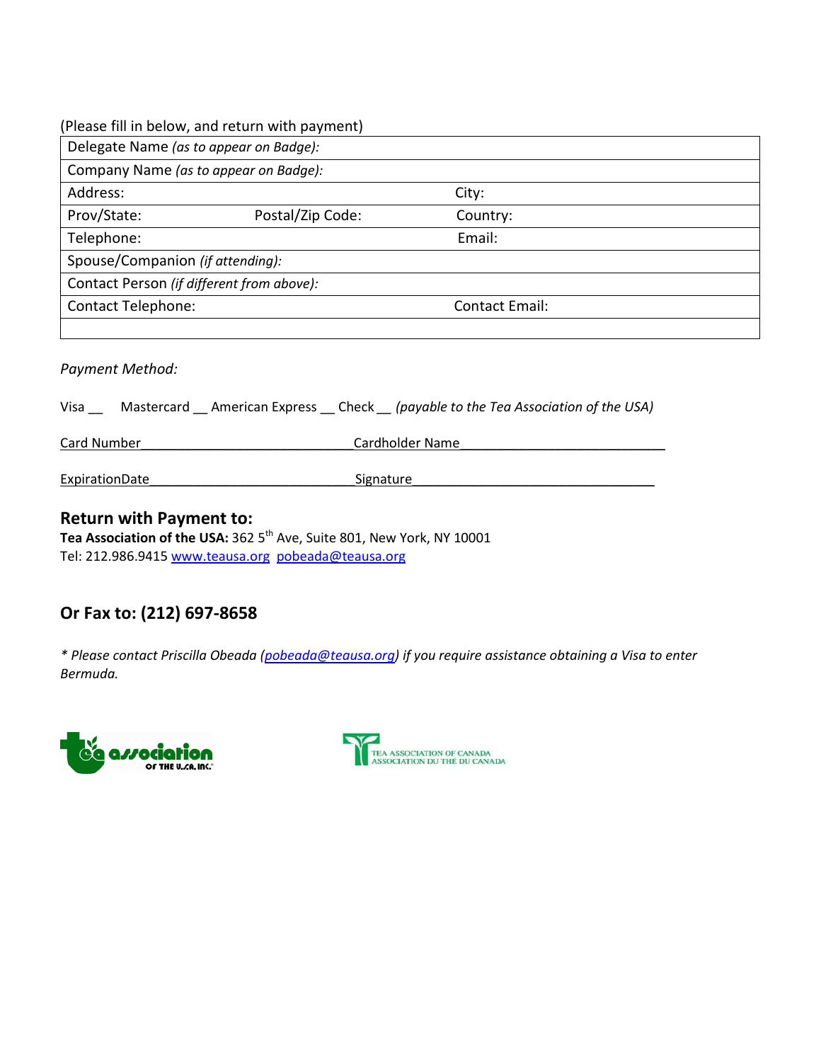(Please fill in below, and return with payment)

| | | |
|---|---|---|
| Delegate Name *(as to appear on Badge):* | | |
| Company Name *(as to appear on Badge):* | | |
| Address: | | City: |
| Prov/State: | Postal/Zip Code: | Country: |
| Telephone: | | Email: |
| Spouse/Companion *(if attending):* | | |
| Contact Person *(if different from above):* | | |
| Contact Telephone: | | Contact Email: |
| | | |

*Payment Method:*

Visa __ Mastercard __ American Express __ Check __ *(payable to the Tea Association of the USA)*

Card Number____________________________ Cardholder Name____________________________

ExpirationDate____________________________ Signature________________________________

## Return with Payment to:

**Tea Association of the USA:** 362 5th Ave, Suite 801, New York, NY 10001
Tel: 212.986.9415 www.teausa.org pobeada@teausa.org

## Or Fax to: (212) 697-8658

*\* Please contact Priscilla Obeada (pobeada@teausa.org) if you require assistance obtaining a Visa to enter Bermuda.*

tea association OF THE U.S.A. INC.

TEA ASSOCIATION OF CANADA
ASSOCIATION DU THÉ DU CANADA